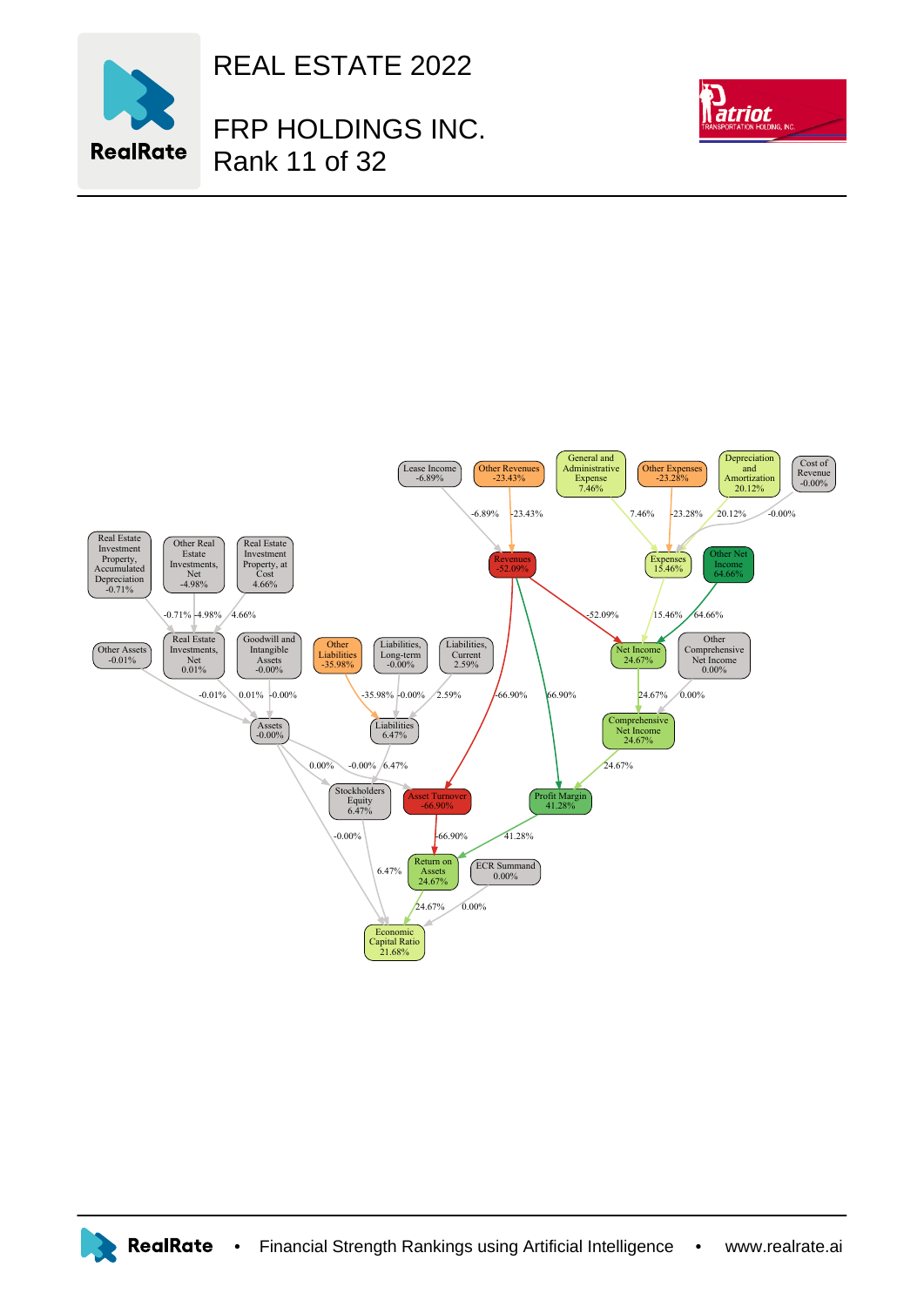# REAL ESTATE 2022

## FRP HOLDINGS INC.
Rank 11 of 32

Lease Income -6.89%

Other Revenues -23.43%

General and Administrative Expense 7.46%

Other Expenses -23.28%

Depreciation and Amortization 20.12%

Cost of Revenue -0.00%

Revenues -52.09%

Expenses 15.46%

Other Net Income 64.66%

Real Estate Investment Property, Accumulated Depreciation -0.71%

Other Real Estate Investments, Net -4.98%

Real Estate Investment Property, at Cost 4.66%

Other Assets -0.01%

Real Estate Investments, Net 0.01%

Goodwill and Intangible Assets -0.00%

Other Liabilities -35.98%

Liabilities, Long-term -0.00%

Liabilities, Current 2.59%

Net Income 24.67%

Other Comprehensive Net Income 0.00%

Assets -0.00%

Liabilities 6.47%

Comprehensive Net Income 24.67%

Stockholders Equity 6.47%

Asset Turnover -66.90%

Profit Margin 41.28%

Return on Assets 24.67%

ECR Summand 0.00%

Economic Capital Ratio 21.68%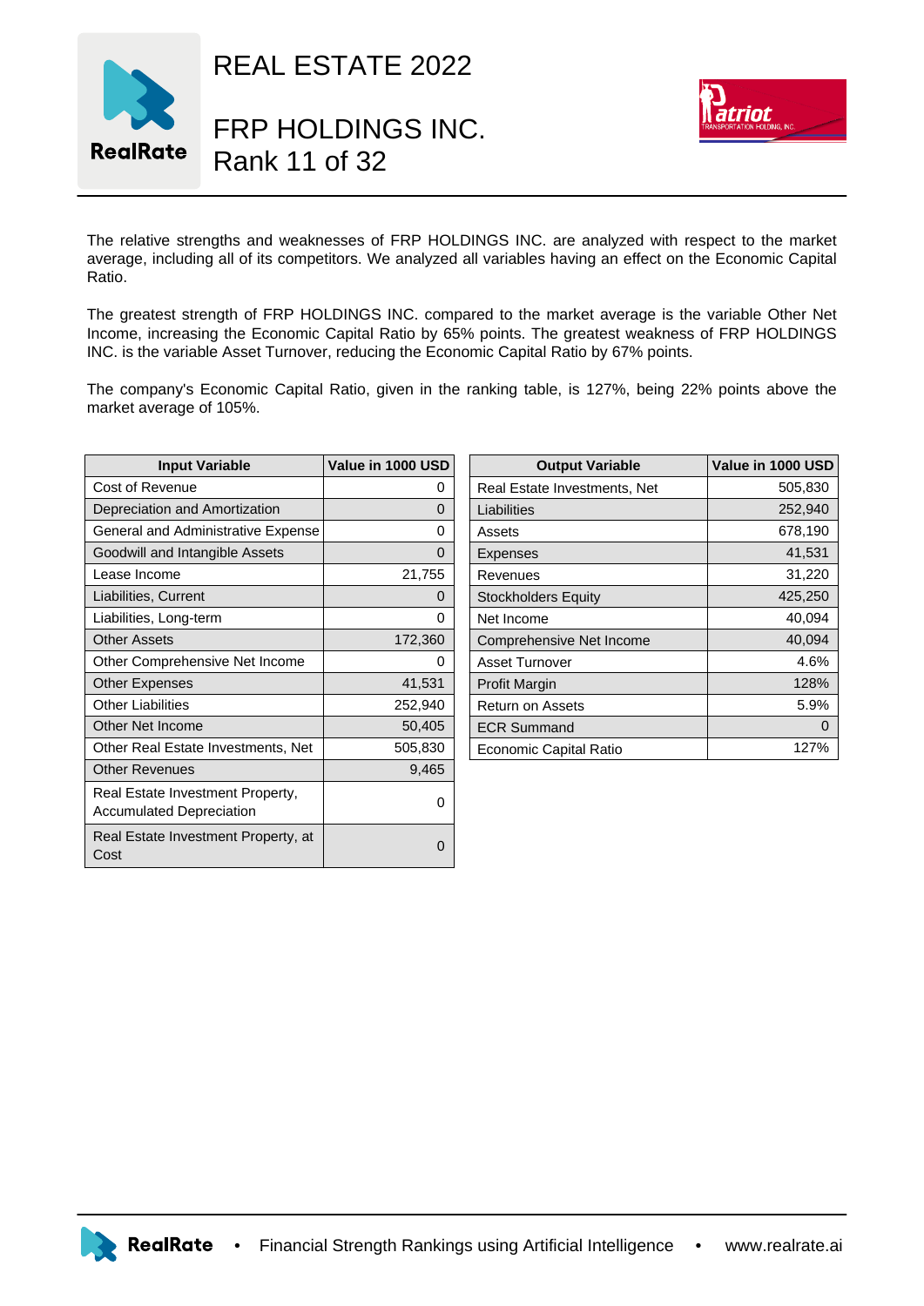# REAL ESTATE 2022

## FRP HOLDINGS INC.
## Rank 11 of 32

The relative strengths and weaknesses of FRP HOLDINGS INC. are analyzed with respect to the market average, including all of its competitors. We analyzed all variables having an effect on the Economic Capital Ratio.

The greatest strength of FRP HOLDINGS INC. compared to the market average is the variable Other Net Income, increasing the Economic Capital Ratio by 65% points. The greatest weakness of FRP HOLDINGS INC. is the variable Asset Turnover, reducing the Economic Capital Ratio by 67% points.

The company's Economic Capital Ratio, given in the ranking table, is 127%, being 22% points above the market average of 105%.

| Input Variable | Value in 1000 USD |
|---|---|
| Cost of Revenue | 0 |
| Depreciation and Amortization | 0 |
| General and Administrative Expense | 0 |
| Goodwill and Intangible Assets | 0 |
| Lease Income | 21,755 |
| Liabilities, Current | 0 |
| Liabilities, Long-term | 0 |
| Other Assets | 172,360 |
| Other Comprehensive Net Income | 0 |
| Other Expenses | 41,531 |
| Other Liabilities | 252,940 |
| Other Net Income | 50,405 |
| Other Real Estate Investments, Net | 505,830 |
| Other Revenues | 9,465 |
| Real Estate Investment Property, Accumulated Depreciation | 0 |
| Real Estate Investment Property, at Cost | 0 |

| Output Variable | Value in 1000 USD |
|---|---|
| Real Estate Investments, Net | 505,830 |
| Liabilities | 252,940 |
| Assets | 678,190 |
| Expenses | 41,531 |
| Revenues | 31,220 |
| Stockholders Equity | 425,250 |
| Net Income | 40,094 |
| Comprehensive Net Income | 40,094 |
| Asset Turnover | 4.6% |
| Profit Margin | 128% |
| Return on Assets | 5.9% |
| ECR Summand | 0 |
| Economic Capital Ratio | 127% |